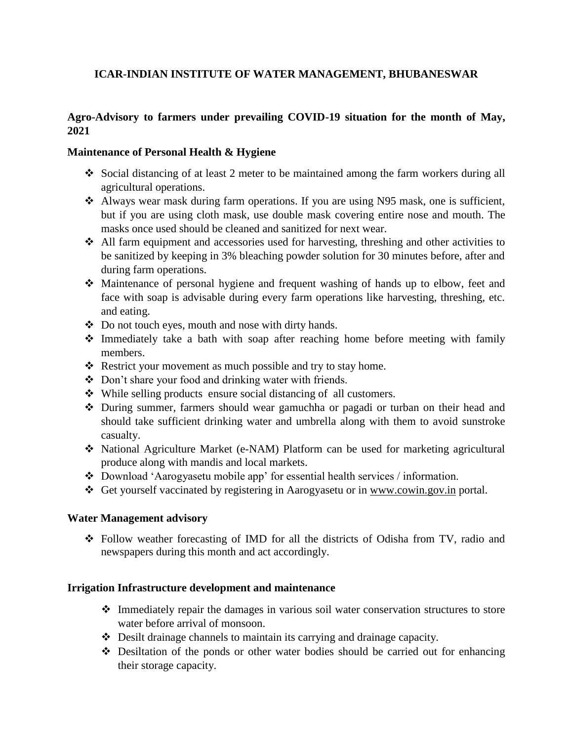# ICAR-INDIAN INSTITUTE OF WATER MANAGEMENT, BHUBANESWAR

## Agro-Advisory to farmers under prevailing COVID-19 situation for the month of May, 2021

### Maintenance of Personal Health & Hygiene

- Social distancing of at least 2 meter to be maintained among the farm workers during all agricultural operations.
- Always wear mask during farm operations. If you are using N95 mask, one is sufficient, but if you are using cloth mask, use double mask covering entire nose and mouth. The masks once used should be cleaned and sanitized for next wear.
- All farm equipment and accessories used for harvesting, threshing and other activities to be sanitized by keeping in 3% bleaching powder solution for 30 minutes before, after and during farm operations.
- Maintenance of personal hygiene and frequent washing of hands up to elbow, feet and face with soap is advisable during every farm operations like harvesting, threshing, etc. and eating.
- Do not touch eyes, mouth and nose with dirty hands.
- Immediately take a bath with soap after reaching home before meeting with family members.
- Restrict your movement as much possible and try to stay home.
- Don't share your food and drinking water with friends.
- While selling products ensure social distancing of all customers.
- During summer, farmers should wear gamuchha or pagadi or turban on their head and should take sufficient drinking water and umbrella along with them to avoid sunstroke casualty.
- National Agriculture Market (e-NAM) Platform can be used for marketing agricultural produce along with mandis and local markets.
- Download 'Aarogyasetu mobile app' for essential health services / information.
- Get yourself vaccinated by registering in Aarogyasetu or in www.cowin.gov.in portal.

### Water Management advisory

- Follow weather forecasting of IMD for all the districts of Odisha from TV, radio and newspapers during this month and act accordingly.

### Irrigation Infrastructure development and maintenance

- Immediately repair the damages in various soil water conservation structures to store water before arrival of monsoon.
- Desilt drainage channels to maintain its carrying and drainage capacity.
- Desiltation of the ponds or other water bodies should be carried out for enhancing their storage capacity.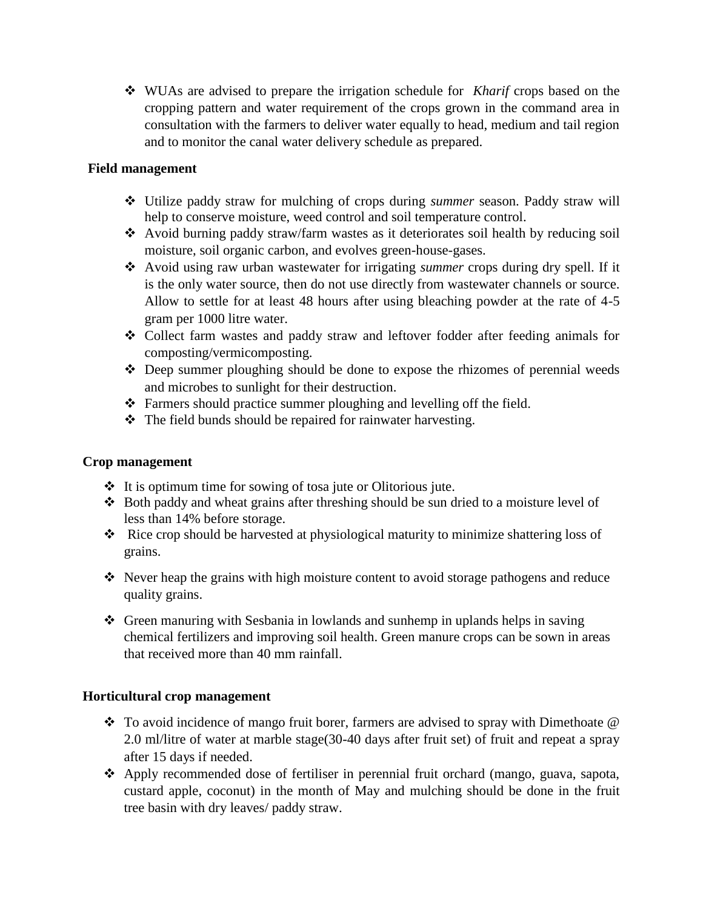- WUAs are advised to prepare the irrigation schedule for *Kharif* crops based on the cropping pattern and water requirement of the crops grown in the command area in consultation with the farmers to deliver water equally to head, medium and tail region and to monitor the canal water delivery schedule as prepared.

**Field management**

- Utilize paddy straw for mulching of crops during *summer* season. Paddy straw will help to conserve moisture, weed control and soil temperature control.
- Avoid burning paddy straw/farm wastes as it deteriorates soil health by reducing soil moisture, soil organic carbon, and evolves green-house-gases.
- Avoid using raw urban wastewater for irrigating *summer* crops during dry spell. If it is the only water source, then do not use directly from wastewater channels or source. Allow to settle for at least 48 hours after using bleaching powder at the rate of 4-5 gram per 1000 litre water.
- Collect farm wastes and paddy straw and leftover fodder after feeding animals for composting/vermicomposting.
- Deep summer ploughing should be done to expose the rhizomes of perennial weeds and microbes to sunlight for their destruction.
- Farmers should practice summer ploughing and levelling off the field.
- The field bunds should be repaired for rainwater harvesting.

**Crop management**

- It is optimum time for sowing of tosa jute or Olitorious jute.
- Both paddy and wheat grains after threshing should be sun dried to a moisture level of less than 14% before storage.
- Rice crop should be harvested at physiological maturity to minimize shattering loss of grains.
- Never heap the grains with high moisture content to avoid storage pathogens and reduce quality grains.
- Green manuring with Sesbania in lowlands and sunhemp in uplands helps in saving chemical fertilizers and improving soil health. Green manure crops can be sown in areas that received more than 40 mm rainfall.

**Horticultural crop management**

- To avoid incidence of mango fruit borer, farmers are advised to spray with Dimethoate @ 2.0 ml/litre of water at marble stage(30-40 days after fruit set) of fruit and repeat a spray after 15 days if needed.
- Apply recommended dose of fertiliser in perennial fruit orchard (mango, guava, sapota, custard apple, coconut) in the month of May and mulching should be done in the fruit tree basin with dry leaves/ paddy straw.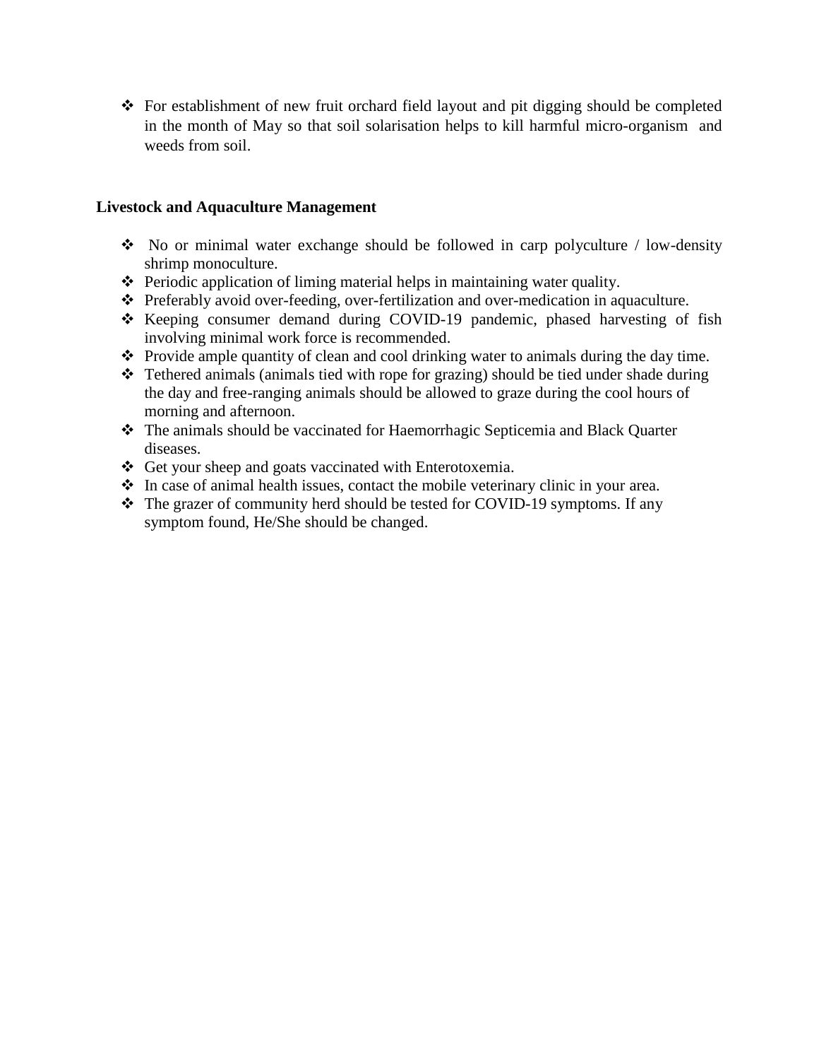- For establishment of new fruit orchard field layout and pit digging should be completed in the month of May so that soil solarisation helps to kill harmful micro-organism and weeds from soil.

**Livestock and Aquaculture Management**

- No or minimal water exchange should be followed in carp polyculture / low-density shrimp monoculture.
- Periodic application of liming material helps in maintaining water quality.
- Preferably avoid over-feeding, over-fertilization and over-medication in aquaculture.
- Keeping consumer demand during COVID-19 pandemic, phased harvesting of fish involving minimal work force is recommended.
- Provide ample quantity of clean and cool drinking water to animals during the day time.
- Tethered animals (animals tied with rope for grazing) should be tied under shade during the day and free-ranging animals should be allowed to graze during the cool hours of morning and afternoon.
- The animals should be vaccinated for Haemorrhagic Septicemia and Black Quarter diseases.
- Get your sheep and goats vaccinated with Enterotoxemia.
- In case of animal health issues, contact the mobile veterinary clinic in your area.
- The grazer of community herd should be tested for COVID-19 symptoms. If any symptom found, He/She should be changed.